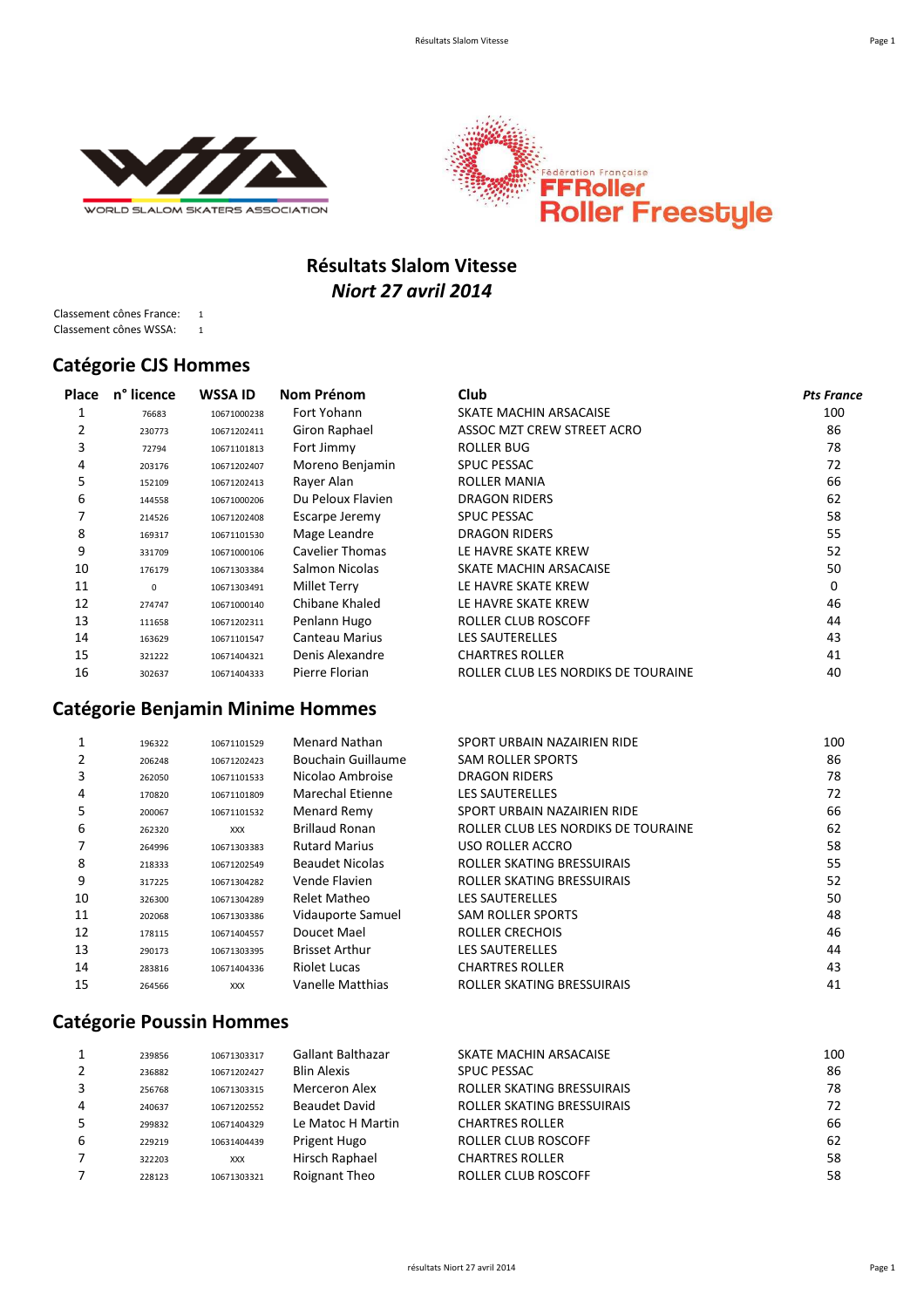# Résultats Slalom Vitesse

## *Niort 27 avril 2014*

Classement cônes France: 1
Classement cônes WSSA: 1

## Catégorie CJS Hommes

| Place | n° licence | WSSA ID | Nom Prénom | Club | *Pts France* |
|---|---|---|---|---|---|
| 1 | 76683 | 10671000238 | Fort Yohann | SKATE MACHIN ARSACAISE | 100 |
| 2 | 230773 | 10671202411 | Giron Raphael | ASSOC MZT CREW STREET ACRO | 86 |
| 3 | 72794 | 10671101813 | Fort Jimmy | ROLLER BUG | 78 |
| 4 | 203176 | 10671202407 | Moreno Benjamin | SPUC PESSAC | 72 |
| 5 | 152109 | 10671202413 | Rayer Alan | ROLLER MANIA | 66 |
| 6 | 144558 | 10671000206 | Du Peloux Flavien | DRAGON RIDERS | 62 |
| 7 | 214526 | 10671202408 | Escarpe Jeremy | SPUC PESSAC | 58 |
| 8 | 169317 | 10671101530 | Mage Leandre | DRAGON RIDERS | 55 |
| 9 | 331709 | 10671000106 | Cavelier Thomas | LE HAVRE SKATE KREW | 52 |
| 10 | 176179 | 10671303384 | Salmon Nicolas | SKATE MACHIN ARSACAISE | 50 |
| 11 | 0 | 10671303491 | Millet Terry | LE HAVRE SKATE KREW | 0 |
| 12 | 274747 | 10671000140 | Chibane Khaled | LE HAVRE SKATE KREW | 46 |
| 13 | 111658 | 10671202311 | Penlann Hugo | ROLLER CLUB ROSCOFF | 44 |
| 14 | 163629 | 10671101547 | Canteau Marius | LES SAUTERELLES | 43 |
| 15 | 321222 | 10671404321 | Denis Alexandre | CHARTRES ROLLER | 41 |
| 16 | 302637 | 10671404333 | Pierre Florian | ROLLER CLUB LES NORDIKS DE TOURAINE | 40 |

## Catégorie Benjamin Minime Hommes

| Place | n° licence | WSSA ID | Nom Prénom | Club | Pts France |
|---|---|---|---|---|---|
| 1 | 196322 | 10671101529 | Menard Nathan | SPORT URBAIN NAZAIRIEN RIDE | 100 |
| 2 | 206248 | 10671202423 | Bouchain Guillaume | SAM ROLLER SPORTS | 86 |
| 3 | 262050 | 10671101533 | Nicolao Ambroise | DRAGON RIDERS | 78 |
| 4 | 170820 | 10671101809 | Marechal Etienne | LES SAUTERELLES | 72 |
| 5 | 200067 | 10671101532 | Menard Remy | SPORT URBAIN NAZAIRIEN RIDE | 66 |
| 6 | 262320 | XXX | Brillaud Ronan | ROLLER CLUB LES NORDIKS DE TOURAINE | 62 |
| 7 | 264996 | 10671303383 | Rutard Marius | USO ROLLER ACCRO | 58 |
| 8 | 218333 | 10671202549 | Beaudet Nicolas | ROLLER SKATING BRESSUIRAIS | 55 |
| 9 | 317225 | 10671304282 | Vende Flavien | ROLLER SKATING BRESSUIRAIS | 52 |
| 10 | 326300 | 10671304289 | Relet Matheo | LES SAUTERELLES | 50 |
| 11 | 202068 | 10671303386 | Vidauporte Samuel | SAM ROLLER SPORTS | 48 |
| 12 | 178115 | 10671404557 | Doucet Mael | ROLLER CRECHOIS | 46 |
| 13 | 290173 | 10671303395 | Brisset Arthur | LES SAUTERELLES | 44 |
| 14 | 283816 | 10671404336 | Riolet Lucas | CHARTRES ROLLER | 43 |
| 15 | 264566 | XXX | Vanelle Matthias | ROLLER SKATING BRESSUIRAIS | 41 |

## Catégorie Poussin Hommes

| Place | n° licence | WSSA ID | Nom Prénom | Club | Pts France |
|---|---|---|---|---|---|
| 1 | 239856 | 10671303317 | Gallant Balthazar | SKATE MACHIN ARSACAISE | 100 |
| 2 | 236882 | 10671202427 | Blin Alexis | SPUC PESSAC | 86 |
| 3 | 256768 | 10671303315 | Merceron Alex | ROLLER SKATING BRESSUIRAIS | 78 |
| 4 | 240637 | 10671202552 | Beaudet David | ROLLER SKATING BRESSUIRAIS | 72 |
| 5 | 299832 | 10671404329 | Le Matoc H Martin | CHARTRES ROLLER | 66 |
| 6 | 229219 | 10631404439 | Prigent Hugo | ROLLER CLUB ROSCOFF | 62 |
| 7 | 322203 | XXX | Hirsch Raphael | CHARTRES ROLLER | 58 |
| 7 | 228123 | 10671303321 | Roignant Theo | ROLLER CLUB ROSCOFF | 58 |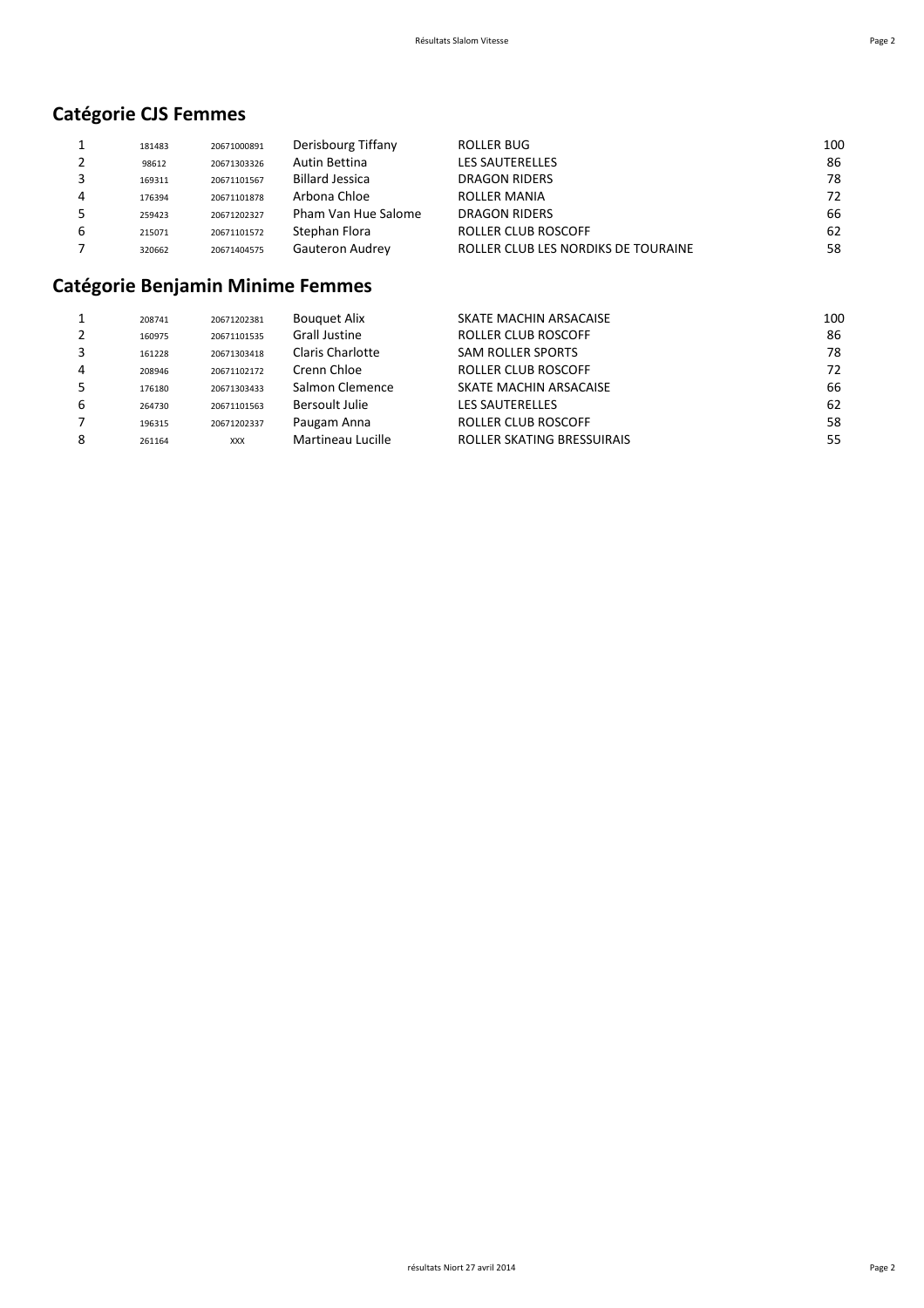## Catégorie CJS Femmes

| | | | | | |
|---|---|---|---|---|---|
| 1 | 181483 | 20671000891 | Derisbourg Tiffany | ROLLER BUG | 100 |
| 2 | 98612 | 20671303326 | Autin Bettina | LES SAUTERELLES | 86 |
| 3 | 169311 | 20671101567 | Billard Jessica | DRAGON RIDERS | 78 |
| 4 | 176394 | 20671101878 | Arbona Chloe | ROLLER MANIA | 72 |
| 5 | 259423 | 20671202327 | Pham Van Hue Salome | DRAGON RIDERS | 66 |
| 6 | 215071 | 20671101572 | Stephan Flora | ROLLER CLUB ROSCOFF | 62 |
| 7 | 320662 | 20671404575 | Gauteron Audrey | ROLLER CLUB LES NORDIKS DE TOURAINE | 58 |

## Catégorie Benjamin Minime Femmes

| | | | | | |
|---|---|---|---|---|---|
| 1 | 208741 | 20671202381 | Bouquet Alix | SKATE MACHIN ARSACAISE | 100 |
| 2 | 160975 | 20671101535 | Grall Justine | ROLLER CLUB ROSCOFF | 86 |
| 3 | 161228 | 20671303418 | Claris Charlotte | SAM ROLLER SPORTS | 78 |
| 4 | 208946 | 20671102172 | Crenn Chloe | ROLLER CLUB ROSCOFF | 72 |
| 5 | 176180 | 20671303433 | Salmon Clemence | SKATE MACHIN ARSACAISE | 66 |
| 6 | 264730 | 20671101563 | Bersoult Julie | LES SAUTERELLES | 62 |
| 7 | 196315 | 20671202337 | Paugam Anna | ROLLER CLUB ROSCOFF | 58 |
| 8 | 261164 | XXX | Martineau Lucille | ROLLER SKATING BRESSUIRAIS | 55 |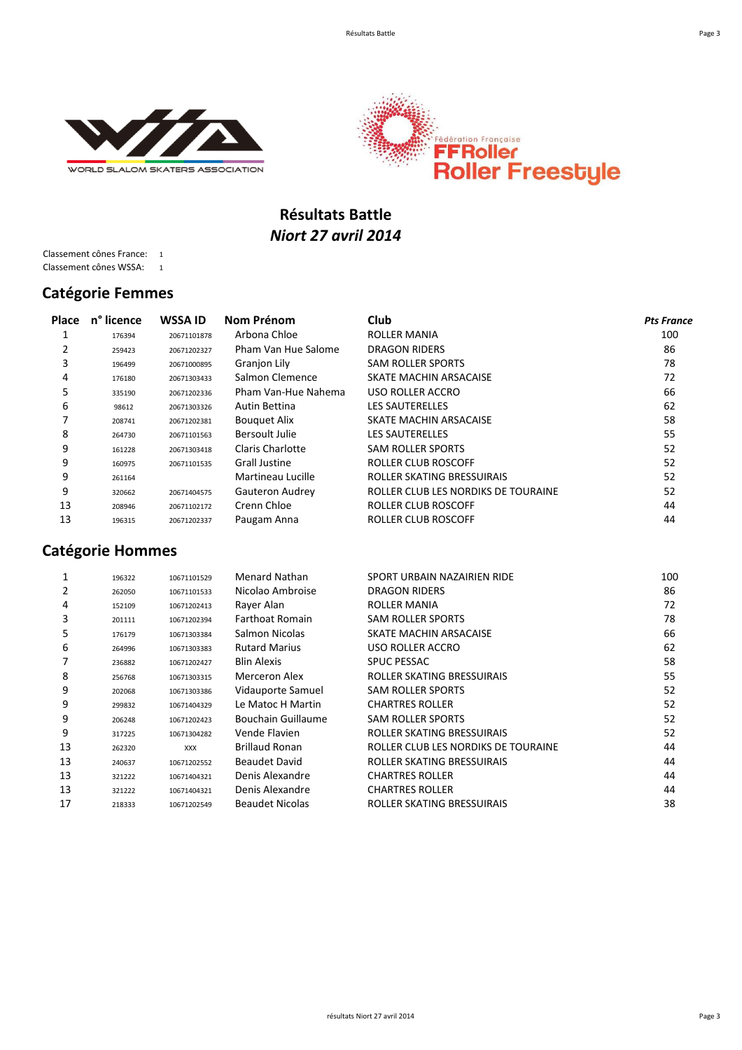# Résultats Battle

## *Niort 27 avril 2014*

Classement cônes France: 1
Classement cônes WSSA: 1

## Catégorie Femmes

| Place | n° licence | WSSA ID | Nom Prénom | Club | *Pts France* |
|---|---|---|---|---|---|
| 1 | 176394 | 20671101878 | Arbona Chloe | ROLLER MANIA | 100 |
| 2 | 259423 | 20671202327 | Pham Van Hue Salome | DRAGON RIDERS | 86 |
| 3 | 196499 | 20671000895 | Granjon Lily | SAM ROLLER SPORTS | 78 |
| 4 | 176180 | 20671303433 | Salmon Clemence | SKATE MACHIN ARSACAISE | 72 |
| 5 | 335190 | 20671202336 | Pham Van-Hue Nahema | USO ROLLER ACCRO | 66 |
| 6 | 98612 | 20671303326 | Autin Bettina | LES SAUTERELLES | 62 |
| 7 | 208741 | 20671202381 | Bouquet Alix | SKATE MACHIN ARSACAISE | 58 |
| 8 | 264730 | 20671101563 | Bersoult Julie | LES SAUTERELLES | 55 |
| 9 | 161228 | 20671303418 | Claris Charlotte | SAM ROLLER SPORTS | 52 |
| 9 | 160975 | 20671101535 | Grall Justine | ROLLER CLUB ROSCOFF | 52 |
| 9 | 261164 | | Martineau Lucille | ROLLER SKATING BRESSUIRAIS | 52 |
| 9 | 320662 | 20671404575 | Gauteron Audrey | ROLLER CLUB LES NORDIKS DE TOURAINE | 52 |
| 13 | 208946 | 20671102172 | Crenn Chloe | ROLLER CLUB ROSCOFF | 44 |
| 13 | 196315 | 20671202337 | Paugam Anna | ROLLER CLUB ROSCOFF | 44 |

## Catégorie Hommes

| | | | | | |
|---|---|---|---|---|---|
| 1 | 196322 | 10671101529 | Menard Nathan | SPORT URBAIN NAZAIRIEN RIDE | 100 |
| 2 | 262050 | 10671101533 | Nicolao Ambroise | DRAGON RIDERS | 86 |
| 4 | 152109 | 10671202413 | Rayer Alan | ROLLER MANIA | 72 |
| 3 | 201111 | 10671202394 | Farthoat Romain | SAM ROLLER SPORTS | 78 |
| 5 | 176179 | 10671303384 | Salmon Nicolas | SKATE MACHIN ARSACAISE | 66 |
| 6 | 264996 | 10671303383 | Rutard Marius | USO ROLLER ACCRO | 62 |
| 7 | 236882 | 10671202427 | Blin Alexis | SPUC PESSAC | 58 |
| 8 | 256768 | 10671303315 | Merceron Alex | ROLLER SKATING BRESSUIRAIS | 55 |
| 9 | 202068 | 10671303386 | Vidauporte Samuel | SAM ROLLER SPORTS | 52 |
| 9 | 299832 | 10671404329 | Le Matoc H Martin | CHARTRES ROLLER | 52 |
| 9 | 206248 | 10671202423 | Bouchain Guillaume | SAM ROLLER SPORTS | 52 |
| 9 | 317225 | 10671304282 | Vende Flavien | ROLLER SKATING BRESSUIRAIS | 52 |
| 13 | 262320 | XXX | Brillaud Ronan | ROLLER CLUB LES NORDIKS DE TOURAINE | 44 |
| 13 | 240637 | 10671202552 | Beaudet David | ROLLER SKATING BRESSUIRAIS | 44 |
| 13 | 321222 | 10671404321 | Denis Alexandre | CHARTRES ROLLER | 44 |
| 13 | 321222 | 10671404321 | Denis Alexandre | CHARTRES ROLLER | 44 |
| 17 | 218333 | 10671202549 | Beaudet Nicolas | ROLLER SKATING BRESSUIRAIS | 38 |